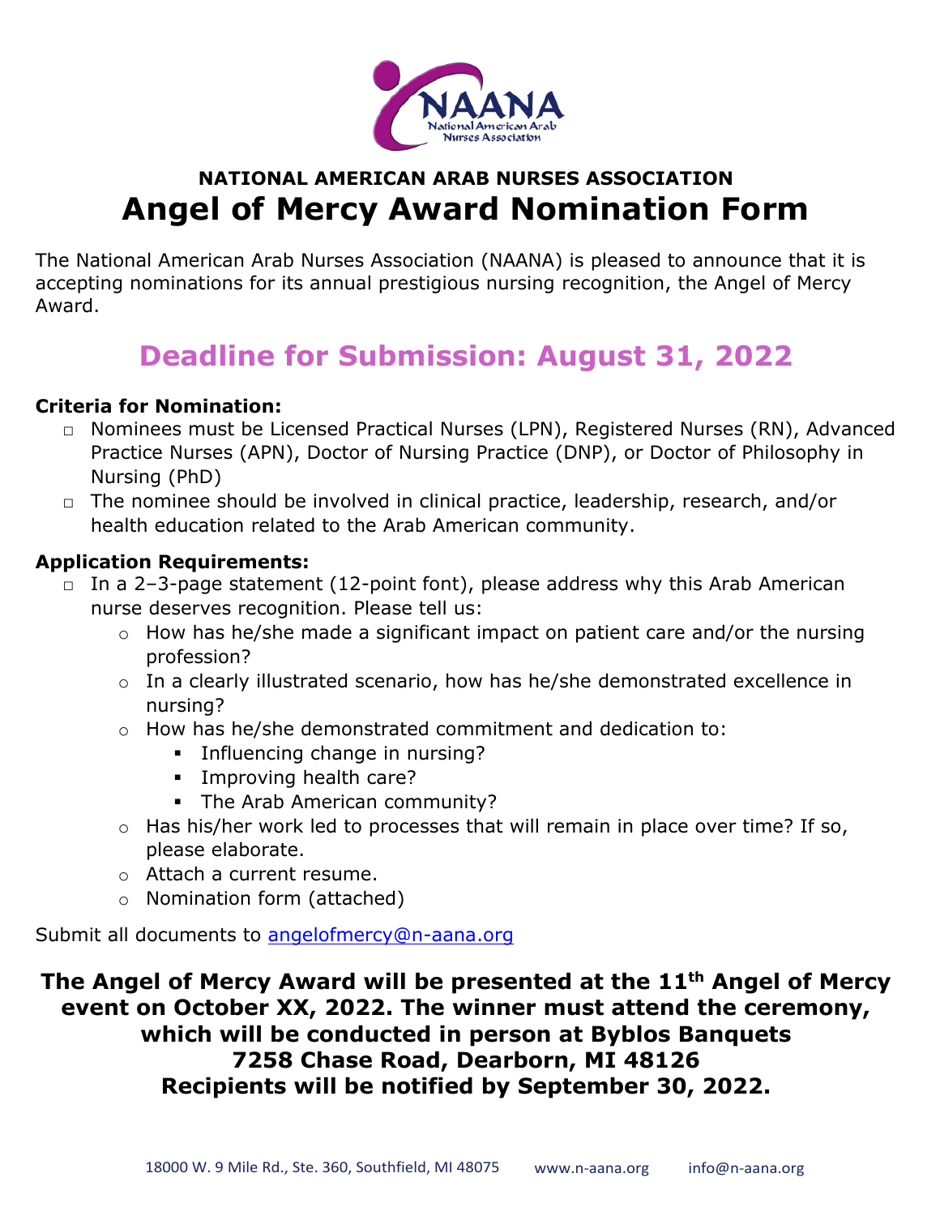## NATIONAL AMERICAN ARAB NURSES ASSOCIATION

# Angel of Mercy Award Nomination Form

The National American Arab Nurses Association (NAANA) is pleased to announce that it is accepting nominations for its annual prestigious nursing recognition, the Angel of Mercy Award.

## Deadline for Submission: August 31, 2022

**Criteria for Nomination:**

- Nominees must be Licensed Practical Nurses (LPN), Registered Nurses (RN), Advanced Practice Nurses (APN), Doctor of Nursing Practice (DNP), or Doctor of Philosophy in Nursing (PhD)
- The nominee should be involved in clinical practice, leadership, research, and/or health education related to the Arab American community.

**Application Requirements:**

- In a 2–3-page statement (12-point font), please address why this Arab American nurse deserves recognition. Please tell us:
  - How has he/she made a significant impact on patient care and/or the nursing profession?
  - In a clearly illustrated scenario, how has he/she demonstrated excellence in nursing?
  - How has he/she demonstrated commitment and dedication to:
    - Influencing change in nursing?
    - Improving health care?
    - The Arab American community?
  - Has his/her work led to processes that will remain in place over time? If so, please elaborate.
  - Attach a current resume.
  - Nomination form (attached)

Submit all documents to angelofmercy@n-aana.org

**The Angel of Mercy Award will be presented at the 11th Angel of Mercy event on October XX, 2022. The winner must attend the ceremony, which will be conducted in person at Byblos Banquets 7258 Chase Road, Dearborn, MI 48126 Recipients will be notified by September 30, 2022.**

18000 W. 9 Mile Rd., Ste. 360, Southfield, MI 48075 www.n-aana.org info@n-aana.org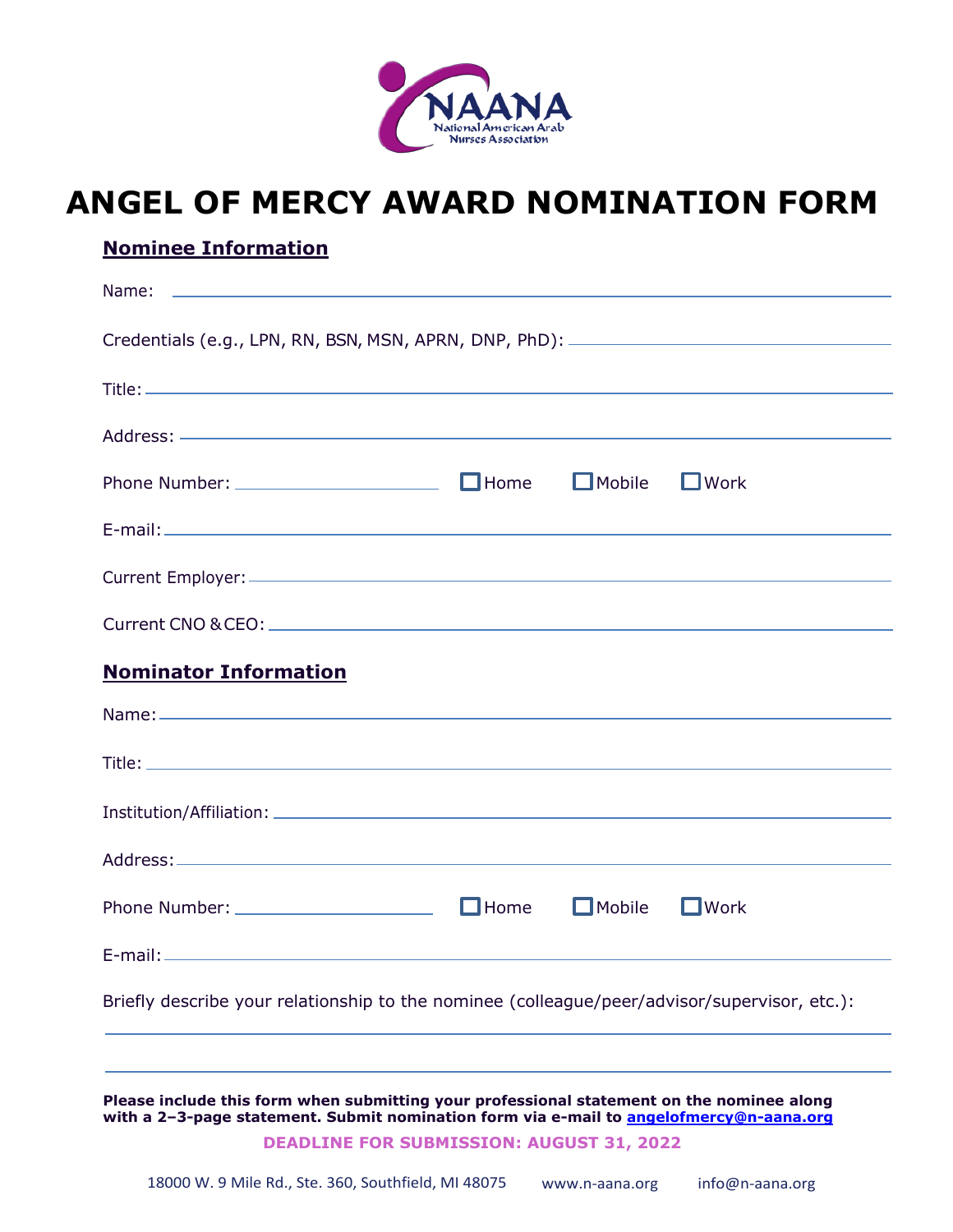NAANA
National American Arab Nurses Association

# ANGEL OF MERCY AWARD NOMINATION FORM

## Nominee Information

Name: ______________________________________________

Credentials (e.g., LPN, RN, BSN, MSN, APRN, DNP, PhD): ______________________

Title: ______________________________________________

Address: ______________________________________________

Phone Number: ____________________ ☐ Home ☐ Mobile ☐ Work

E-mail: ______________________________________________

Current Employer: ______________________________________________

Current CNO & CEO: ______________________________________________

## Nominator Information

Name: ______________________________________________

Title: ______________________________________________

Institution/Affiliation: ______________________________________________

Address: ______________________________________________

Phone Number: ____________________ ☐ Home ☐ Mobile ☐ Work

E-mail: ______________________________________________

Briefly describe your relationship to the nominee (colleague/peer/advisor/supervisor, etc.):

______________________________________________

______________________________________________

**Please include this form when submitting your professional statement on the nominee along with a 2–3-page statement. Submit nomination form via e-mail to angelofmercy@n-aana.org**

**DEADLINE FOR SUBMISSION: AUGUST 31, 2022**

18000 W. 9 Mile Rd., Ste. 360, Southfield, MI 48075 www.n-aana.org info@n-aana.org